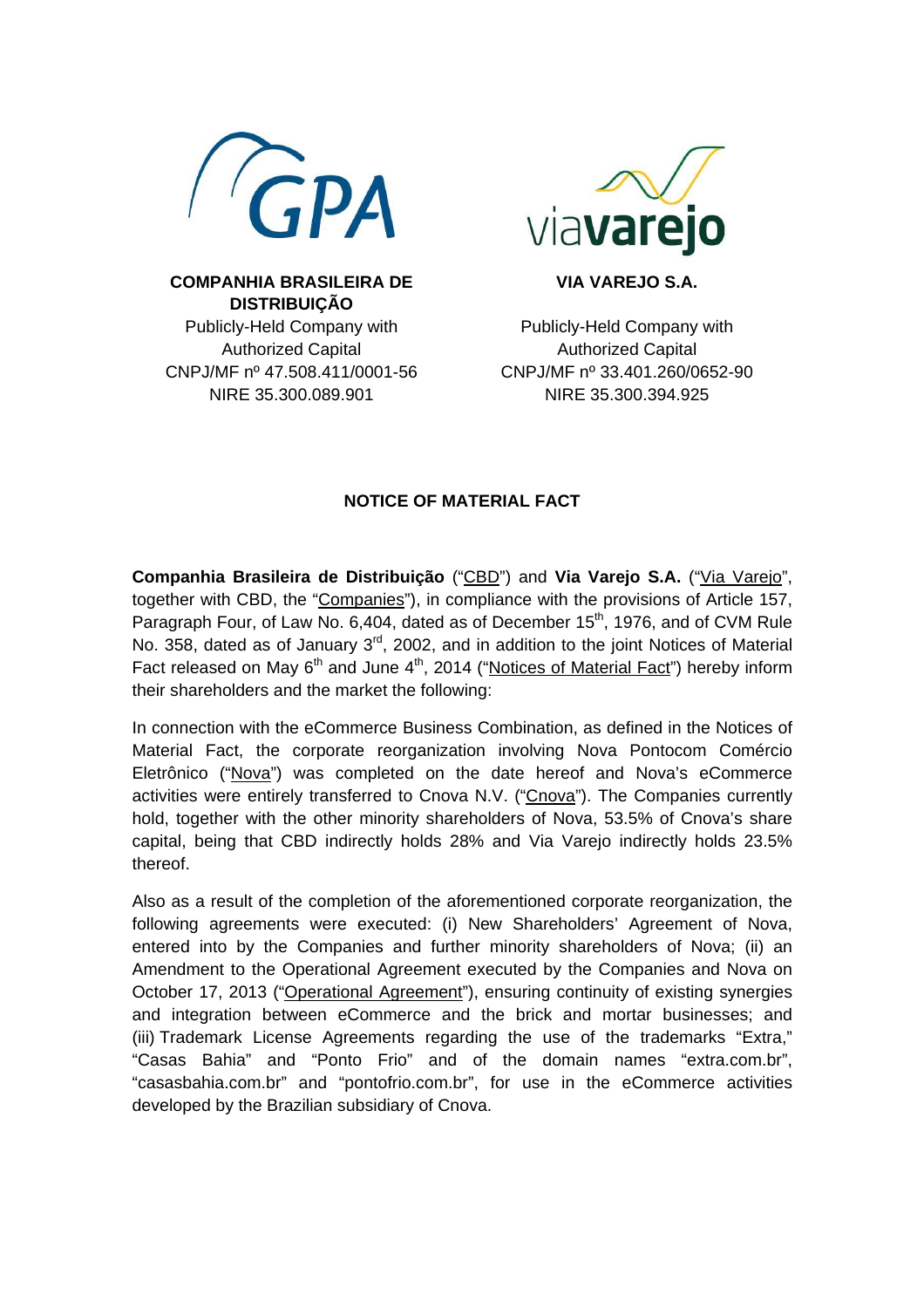| COMPANHIA BRASILEIRA DE DISTRIBUIÇÃO | VIA VAREJO S.A. |
| --- | --- |
| Publicly-Held Company with Authorized Capital | Publicly-Held Company with Authorized Capital |
| CNPJ/MF nº 47.508.411/0001-56 | CNPJ/MF nº 33.401.260/0652-90 |
| NIRE 35.300.089.901 | NIRE 35.300.394.925 |

## NOTICE OF MATERIAL FACT

**Companhia Brasileira de Distribuição** ("CBD") and **Via Varejo S.A.** ("Via Varejo", together with CBD, the "Companies"), in compliance with the provisions of Article 157, Paragraph Four, of Law No. 6,404, dated as of December 15th, 1976, and of CVM Rule No. 358, dated as of January 3rd, 2002, and in addition to the joint Notices of Material Fact released on May 6th and June 4th, 2014 ("Notices of Material Fact") hereby inform their shareholders and the market the following:

In connection with the eCommerce Business Combination, as defined in the Notices of Material Fact, the corporate reorganization involving Nova Pontocom Comércio Eletrônico ("Nova") was completed on the date hereof and Nova's eCommerce activities were entirely transferred to Cnova N.V. ("Cnova"). The Companies currently hold, together with the other minority shareholders of Nova, 53.5% of Cnova's share capital, being that CBD indirectly holds 28% and Via Varejo indirectly holds 23.5% thereof.

Also as a result of the completion of the aforementioned corporate reorganization, the following agreements were executed: (i) New Shareholders' Agreement of Nova, entered into by the Companies and further minority shareholders of Nova; (ii) an Amendment to the Operational Agreement executed by the Companies and Nova on October 17, 2013 ("Operational Agreement"), ensuring continuity of existing synergies and integration between eCommerce and the brick and mortar businesses; and (iii) Trademark License Agreements regarding the use of the trademarks "Extra," "Casas Bahia" and "Ponto Frio" and of the domain names "extra.com.br", "casasbahia.com.br" and "pontofrio.com.br", for use in the eCommerce activities developed by the Brazilian subsidiary of Cnova.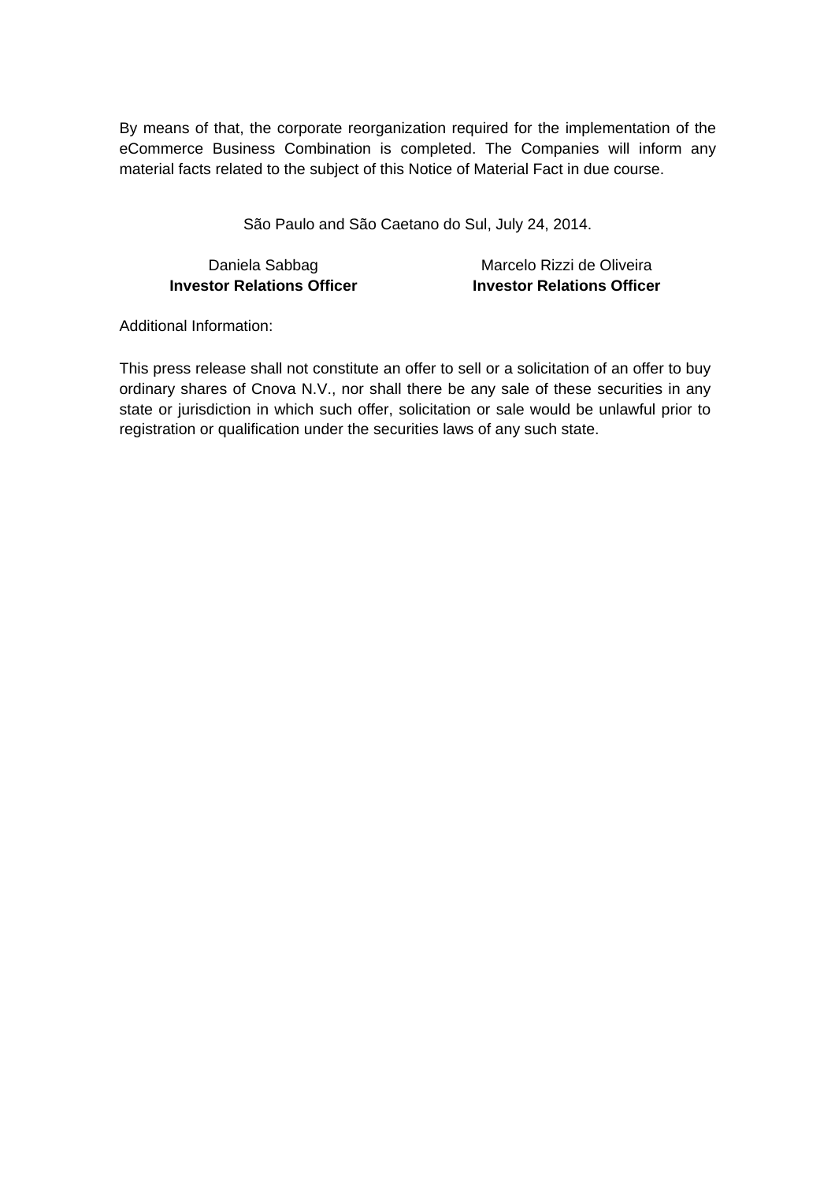By means of that, the corporate reorganization required for the implementation of the eCommerce Business Combination is completed. The Companies will inform any material facts related to the subject of this Notice of Material Fact in due course.

São Paulo and São Caetano do Sul, July 24, 2014.

Daniela Sabbag
**Investor Relations Officer**

Marcelo Rizzi de Oliveira
**Investor Relations Officer**

Additional Information:

This press release shall not constitute an offer to sell or a solicitation of an offer to buy ordinary shares of Cnova N.V., nor shall there be any sale of these securities in any state or jurisdiction in which such offer, solicitation or sale would be unlawful prior to registration or qualification under the securities laws of any such state.